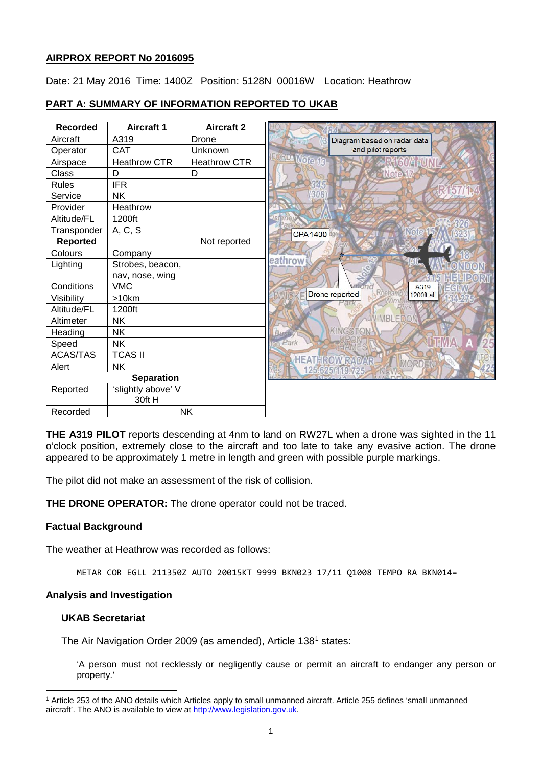**AIRPROX REPORT No 2016095**

Date: 21 May 2016 Time: 1400Z Position: 5128N 00016W Location: Heathrow

**PART A: SUMMARY OF INFORMATION REPORTED TO UKAB**

| Recorded | Aircraft 1 | Aircraft 2 |
|---|---|---|
| Aircraft | A319 | Drone |
| Operator | CAT | Unknown |
| Airspace | Heathrow CTR | Heathrow CTR |
| Class | D | D |
| Rules | IFR | |
| Service | NK | |
| Provider | Heathrow | |
| Altitude/FL | 1200ft | |
| Transponder | A, C, S | |
| **Reported** | | Not reported |
| Colours | Company | |
| Lighting | Strobes, beacon, nav, nose, wing | |
| Conditions | VMC | |
| Visibility | >10km | |
| Altitude/FL | 1200ft | |
| Altimeter | NK | |
| Heading | NK | |
| Speed | NK | |
| ACAS/TAS | TCAS II | |
| Alert | NK | |
| **Separation** | | |
| Reported | 'slightly above' V 30ft H | |
| Recorded | NK | |

Diagram based on radar data and pilot reports

**THE A319 PILOT** reports descending at 4nm to land on RW27L when a drone was sighted in the 11 o'clock position, extremely close to the aircraft and too late to take any evasive action. The drone appeared to be approximately 1 metre in length and green with possible purple markings.

The pilot did not make an assessment of the risk of collision.

**THE DRONE OPERATOR:** The drone operator could not be traced.

### Factual Background

The weather at Heathrow was recorded as follows:

```
METAR COR EGLL 211350Z AUTO 20015KT 9999 BKN023 17/11 Q1008 TEMPO RA BKN014=
```

### Analysis and Investigation

**UKAB Secretariat**

The Air Navigation Order 2009 (as amended), Article 138[1] states:

'A person must not recklessly or negligently cause or permit an aircraft to endanger any person or property.'

[1] Article 253 of the ANO details which Articles apply to small unmanned aircraft. Article 255 defines 'small unmanned aircraft'. The ANO is available to view at http://www.legislation.gov.uk.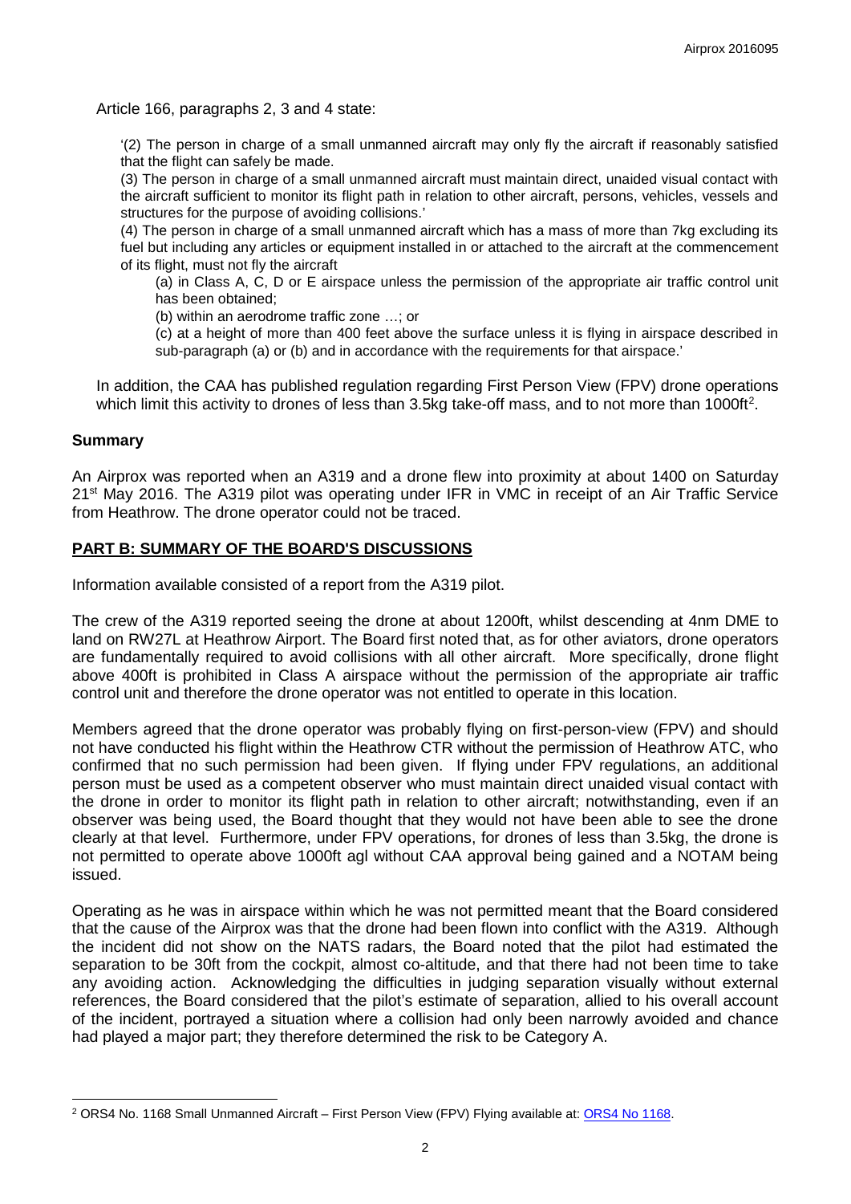Article 166, paragraphs 2, 3 and 4 state:

> '(2) The person in charge of a small unmanned aircraft may only fly the aircraft if reasonably satisfied that the flight can safely be made.
>
> (3) The person in charge of a small unmanned aircraft must maintain direct, unaided visual contact with the aircraft sufficient to monitor its flight path in relation to other aircraft, persons, vehicles, vessels and structures for the purpose of avoiding collisions.'
>
> (4) The person in charge of a small unmanned aircraft which has a mass of more than 7kg excluding its fuel but including any articles or equipment installed in or attached to the aircraft at the commencement of its flight, must not fly the aircraft
>
> (a) in Class A, C, D or E airspace unless the permission of the appropriate air traffic control unit has been obtained;
>
> (b) within an aerodrome traffic zone …; or
>
> (c) at a height of more than 400 feet above the surface unless it is flying in airspace described in sub-paragraph (a) or (b) and in accordance with the requirements for that airspace.'

In addition, the CAA has published regulation regarding First Person View (FPV) drone operations which limit this activity to drones of less than 3.5kg take-off mass, and to not more than 1000ft[2].

## Summary

An Airprox was reported when an A319 and a drone flew into proximity at about 1400 on Saturday 21st May 2016. The A319 pilot was operating under IFR in VMC in receipt of an Air Traffic Service from Heathrow. The drone operator could not be traced.

## PART B: SUMMARY OF THE BOARD'S DISCUSSIONS

Information available consisted of a report from the A319 pilot.

The crew of the A319 reported seeing the drone at about 1200ft, whilst descending at 4nm DME to land on RW27L at Heathrow Airport. The Board first noted that, as for other aviators, drone operators are fundamentally required to avoid collisions with all other aircraft. More specifically, drone flight above 400ft is prohibited in Class A airspace without the permission of the appropriate air traffic control unit and therefore the drone operator was not entitled to operate in this location.

Members agreed that the drone operator was probably flying on first-person-view (FPV) and should not have conducted his flight within the Heathrow CTR without the permission of Heathrow ATC, who confirmed that no such permission had been given. If flying under FPV regulations, an additional person must be used as a competent observer who must maintain direct unaided visual contact with the drone in order to monitor its flight path in relation to other aircraft; notwithstanding, even if an observer was being used, the Board thought that they would not have been able to see the drone clearly at that level. Furthermore, under FPV operations, for drones of less than 3.5kg, the drone is not permitted to operate above 1000ft agl without CAA approval being gained and a NOTAM being issued.

Operating as he was in airspace within which he was not permitted meant that the Board considered that the cause of the Airprox was that the drone had been flown into conflict with the A319. Although the incident did not show on the NATS radars, the Board noted that the pilot had estimated the separation to be 30ft from the cockpit, almost co-altitude, and that there had not been time to take any avoiding action. Acknowledging the difficulties in judging separation visually without external references, the Board considered that the pilot's estimate of separation, allied to his overall account of the incident, portrayed a situation where a collision had only been narrowly avoided and chance had played a major part; they therefore determined the risk to be Category A.

[2] ORS4 No. 1168 Small Unmanned Aircraft – First Person View (FPV) Flying available at: ORS4 No 1168.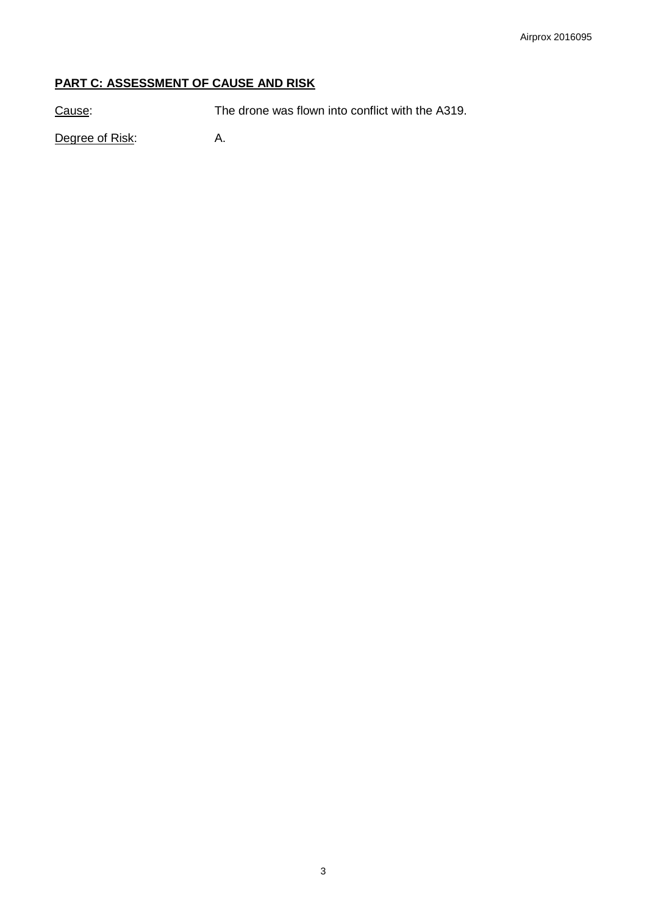## **PART C: ASSESSMENT OF CAUSE AND RISK**

Cause: The drone was flown into conflict with the A319.

Degree of Risk: A.